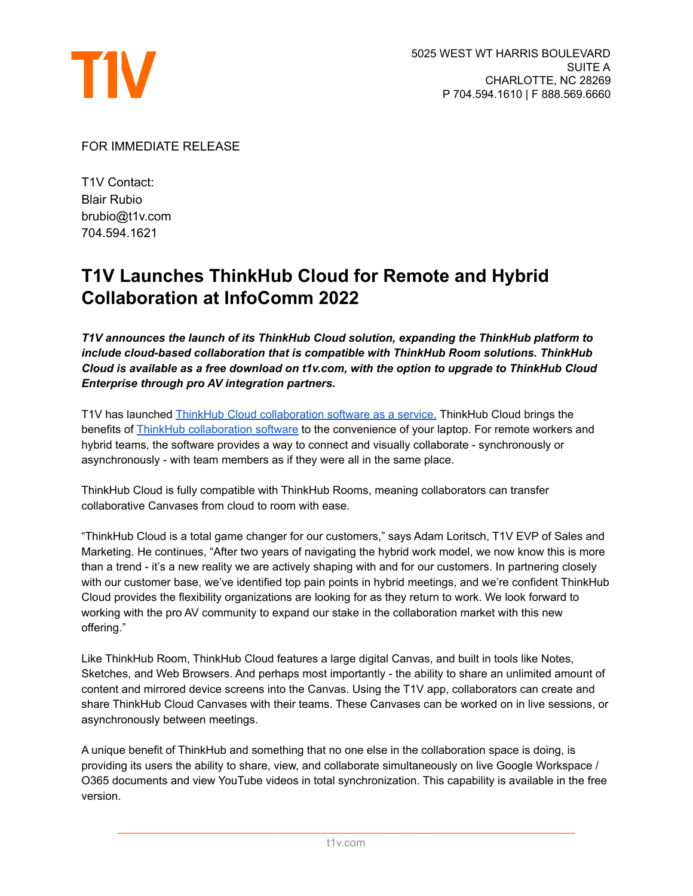T1V

5025 WEST WT HARRIS BOULEVARD
SUITE A
CHARLOTTE, NC 28269
P 704.594.1610 | F 888.569.6660

FOR IMMEDIATE RELEASE

T1V Contact:
Blair Rubio
brubio@t1v.com
704.594.1621

# T1V Launches ThinkHub Cloud for Remote and Hybrid Collaboration at InfoComm 2022

***T1V announces the launch of its ThinkHub Cloud solution, expanding the ThinkHub platform to include cloud-based collaboration that is compatible with ThinkHub Room solutions. ThinkHub Cloud is available as a free download on t1v.com, with the option to upgrade to ThinkHub Cloud Enterprise through pro AV integration partners.***

T1V has launched ThinkHub Cloud collaboration software as a service. ThinkHub Cloud brings the benefits of ThinkHub collaboration software to the convenience of your laptop. For remote workers and hybrid teams, the software provides a way to connect and visually collaborate - synchronously or asynchronously - with team members as if they were all in the same place.

ThinkHub Cloud is fully compatible with ThinkHub Rooms, meaning collaborators can transfer collaborative Canvases from cloud to room with ease.

"ThinkHub Cloud is a total game changer for our customers," says Adam Loritsch, T1V EVP of Sales and Marketing. He continues, "After two years of navigating the hybrid work model, we now know this is more than a trend - it's a new reality we are actively shaping with and for our customers. In partnering closely with our customer base, we've identified top pain points in hybrid meetings, and we're confident ThinkHub Cloud provides the flexibility organizations are looking for as they return to work. We look forward to working with the pro AV community to expand our stake in the collaboration market with this new offering."

Like ThinkHub Room, ThinkHub Cloud features a large digital Canvas, and built in tools like Notes, Sketches, and Web Browsers. And perhaps most importantly - the ability to share an unlimited amount of content and mirrored device screens into the Canvas. Using the T1V app, collaborators can create and share ThinkHub Cloud Canvases with their teams. These Canvases can be worked on in live sessions, or asynchronously between meetings.

A unique benefit of ThinkHub and something that no one else in the collaboration space is doing, is providing its users the ability to share, view, and collaborate simultaneously on live Google Workspace / O365 documents and view YouTube videos in total synchronization. This capability is available in the free version.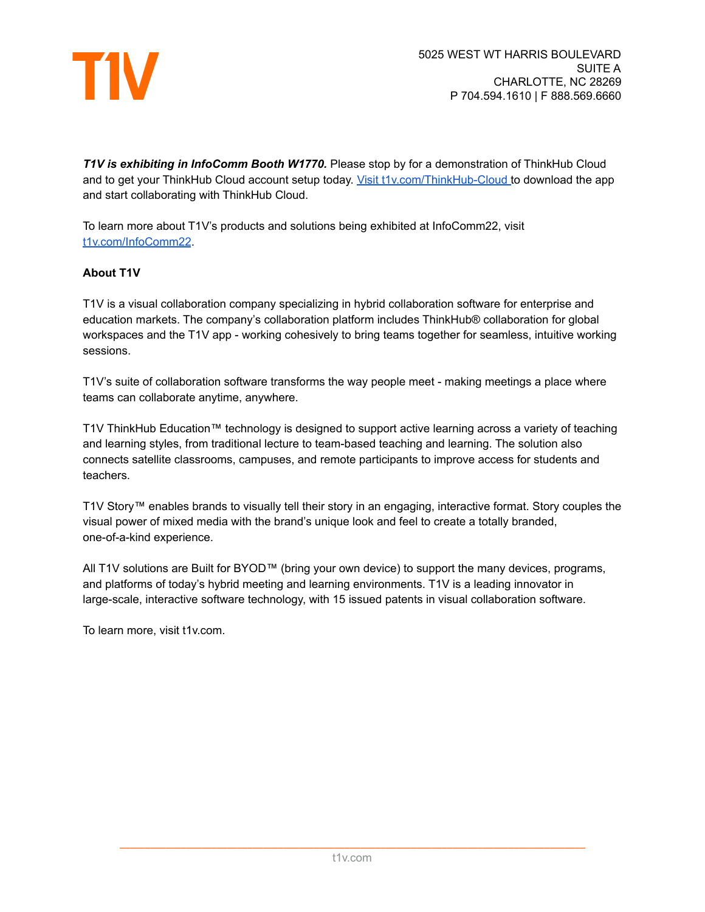T1V

5025 WEST WT HARRIS BOULEVARD
SUITE A
CHARLOTTE, NC 28269
P 704.594.1610 | F 888.569.6660

***T1V is exhibiting in InfoComm Booth W1770.*** Please stop by for a demonstration of ThinkHub Cloud and to get your ThinkHub Cloud account setup today. [Visit t1v.com/ThinkHub-Cloud](t1v.com/ThinkHub-Cloud) to download the app and start collaborating with ThinkHub Cloud.

To learn more about T1V's products and solutions being exhibited at InfoComm22, visit [t1v.com/InfoComm22](t1v.com/InfoComm22).

**About T1V**

T1V is a visual collaboration company specializing in hybrid collaboration software for enterprise and education markets. The company's collaboration platform includes ThinkHub® collaboration for global workspaces and the T1V app - working cohesively to bring teams together for seamless, intuitive working sessions.

T1V's suite of collaboration software transforms the way people meet - making meetings a place where teams can collaborate anytime, anywhere.

T1V ThinkHub Education™ technology is designed to support active learning across a variety of teaching and learning styles, from traditional lecture to team-based teaching and learning. The solution also connects satellite classrooms, campuses, and remote participants to improve access for students and teachers.

T1V Story™ enables brands to visually tell their story in an engaging, interactive format. Story couples the visual power of mixed media with the brand's unique look and feel to create a totally branded, one-of-a-kind experience.

All T1V solutions are Built for BYOD™ (bring your own device) to support the many devices, programs, and platforms of today's hybrid meeting and learning environments. T1V is a leading innovator in large-scale, interactive software technology, with 15 issued patents in visual collaboration software.

To learn more, visit t1v.com.